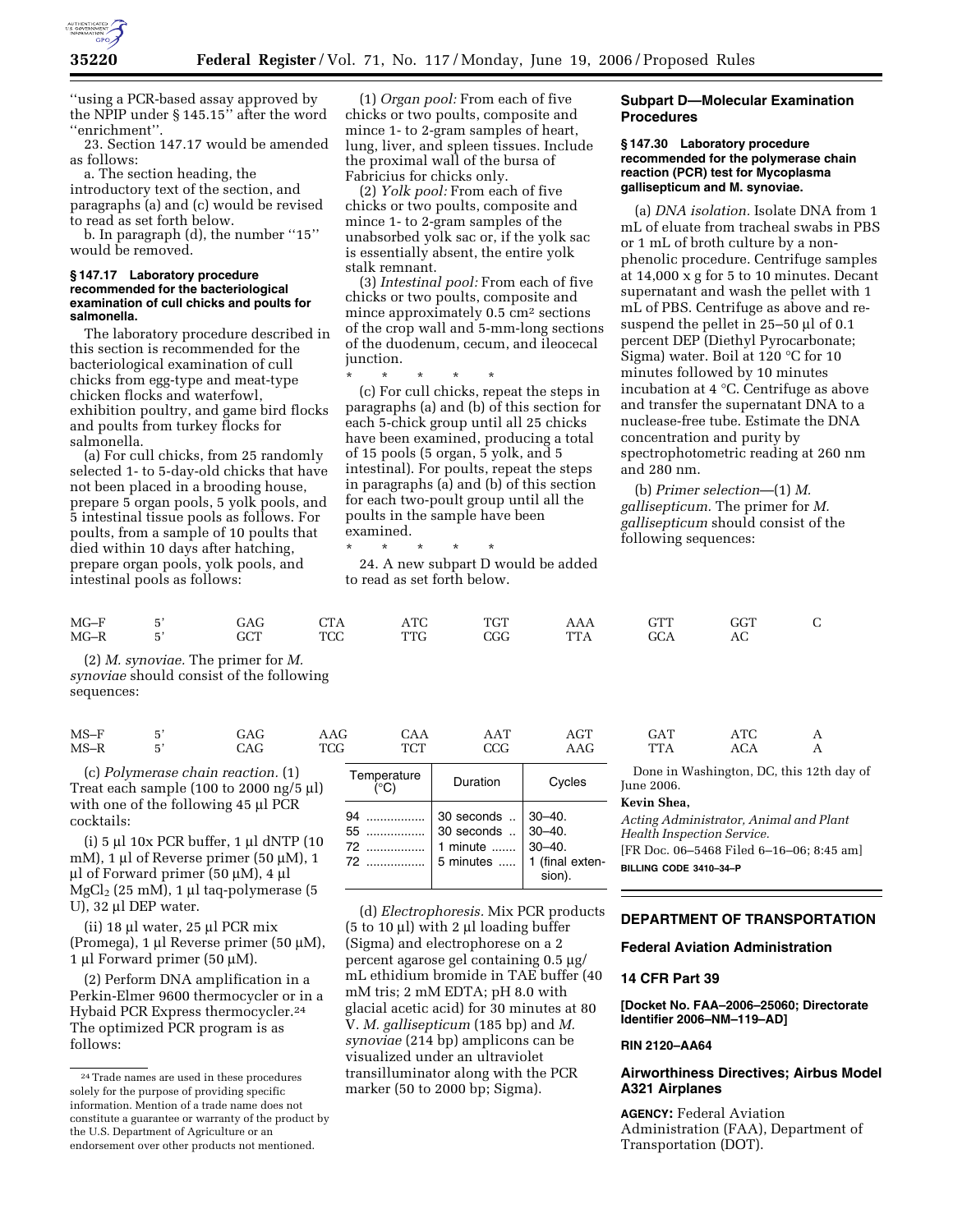''using a PCR-based assay approved by the NPIP under § 145.15'' after the word ''enrichment''.

23. Section 147.17 would be amended as follows:

a. The section heading, the introductory text of the section, and paragraphs (a) and (c) would be revised to read as set forth below.

b. In paragraph (d), the number ''15'' would be removed.

#### § 147.17 Laboratory procedure recommended for the bacteriological examination of cull chicks and poults for salmonella.

The laboratory procedure described in this section is recommended for the bacteriological examination of cull chicks from egg-type and meat-type chicken flocks and waterfowl, exhibition poultry, and game bird flocks and poults from turkey flocks for salmonella.

(a) For cull chicks, from 25 randomly selected 1- to 5-day-old chicks that have not been placed in a brooding house, prepare 5 organ pools, 5 yolk pools, and 5 intestinal tissue pools as follows. For poults, from a sample of 10 poults that died within 10 days after hatching, prepare organ pools, yolk pools, and intestinal pools as follows:

(1) *Organ pool:* From each of five chicks or two poults, composite and mince 1- to 2-gram samples of heart, lung, liver, and spleen tissues. Include the proximal wall of the bursa of Fabricius for chicks only.

(2) *Yolk pool:* From each of five chicks or two poults, composite and mince 1- to 2-gram samples of the unabsorbed yolk sac or, if the yolk sac is essentially absent, the entire yolk stalk remnant.

(3) *Intestinal pool:* From each of five chicks or two poults, composite and mince approximately 0.5 $cm^2$ sections of the crop wall and 5-mm-long sections of the duodenum, cecum, and ileocecal junction.

\* \* \* \* \*

(c) For cull chicks, repeat the steps in paragraphs (a) and (b) of this section for each 5-chick group until all 25 chicks have been examined, producing a total of 15 pools (5 organ, 5 yolk, and 5 intestinal). For poults, repeat the steps in paragraphs (a) and (b) of this section for each two-poult group until all the poults in the sample have been examined.

\* \* \* \* \*

24. A new subpart D would be added to read as set forth below.

### Subpart D—Molecular Examination Procedures

#### § 147.30 Laboratory procedure recommended for the polymerase chain reaction (PCR) test for Mycoplasma gallisepticum and M. synoviae.

(a) *DNA isolation.* Isolate DNA from 1 mL of eluate from tracheal swabs in PBS or 1 mL of broth culture by a non-phenolic procedure. Centrifuge samples at 14,000 x g for 5 to 10 minutes. Decant supernatant and wash the pellet with 1 mL of PBS. Centrifuge as above and re-suspend the pellet in 25–50 µl of 0.1 percent DEP (Diethyl Pyrocarbonate; Sigma) water. Boil at 120 °C for 10 minutes followed by 10 minutes incubation at 4 °C. Centrifuge as above and transfer the supernatant DNA to a nuclease-free tube. Estimate the DNA concentration and purity by spectrophotometric reading at 260 nm and 280 nm.

(b) *Primer selection*—(1) *M. gallisepticum.* The primer for *M. gallisepticum* should consist of the following sequences:

| | | | | | | | | | |
|---|---|---|---|---|---|---|---|---|---|
| MG–F | 5' | GAG | CTA | ATC | TGT | AAA | GTT | GGT | C |
| MG–R | 5' | GCT | TCC | TTG | CGG | TTA | GCA | AC | |

(2) *M. synoviae.* The primer for *M. synoviae* should consist of the following sequences:

| | | | | | | | | | |
|---|---|---|---|---|---|---|---|---|---|
| MS–F | 5' | GAG | AAG | CAA | AAT | AGT | GAT | ATC | A |
| MS–R | 5' | CAG | TCG | TCT | CCG | AAG | TTA | ACA | A |

(c) *Polymerase chain reaction.* (1) Treat each sample (100 to 2000 ng/5 µl) with one of the following 45 µl PCR cocktails:

(i) 5 µl 10x PCR buffer, 1 µl dNTP (10 mM), 1 µl of Reverse primer (50 µM), 1 µl of Forward primer (50 µM), 4 µl $MgCl_2$ (25 mM), 1 µl taq-polymerase (5 U), 32 µl DEP water.

(ii) 18 µl water, 25 µl PCR mix (Promega), 1 µl Reverse primer (50 µM), 1 µl Forward primer (50 µM).

(2) Perform DNA amplification in a Perkin-Elmer 9600 thermocycler or in a Hybaid PCR Express thermocycler.[24] The optimized PCR program is as follows:

| Temperature (°C) | Duration | Cycles |
|---|---|---|
| 94 | 30 seconds | 30–40. |
| 55 | 30 seconds | 30–40. |
| 72 | 1 minute | 30–40. |
| 72 | 5 minutes | 1 (final extension). |

(d) *Electrophoresis.* Mix PCR products (5 to 10 µl) with 2 µl loading buffer (Sigma) and electrophorese on a 2 percent agarose gel containing 0.5 µg/mL ethidium bromide in TAE buffer (40 mM tris; 2 mM EDTA; pH 8.0 with glacial acetic acid) for 30 minutes at 80 V. *M. gallisepticum* (185 bp) and *M. synoviae* (214 bp) amplicons can be visualized under an ultraviolet transilluminator along with the PCR marker (50 to 2000 bp; Sigma).

[24] Trade names are used in these procedures solely for the purpose of providing specific information. Mention of a trade name does not constitute a guarantee or warranty of the product by the U.S. Department of Agriculture or an endorsement over other products not mentioned.

Done in Washington, DC, this 12th day of June 2006.

**Kevin Shea,**

*Acting Administrator, Animal and Plant Health Inspection Service.*

[FR Doc. 06–5468 Filed 6–16–06; 8:45 am]

**BILLING CODE 3410–34–P**

## DEPARTMENT OF TRANSPORTATION

### Federal Aviation Administration

### 14 CFR Part 39

**[Docket No. FAA–2006–25060; Directorate Identifier 2006–NM–119–AD]**

**RIN 2120–AA64**

### Airworthiness Directives; Airbus Model A321 Airplanes

**AGENCY:** Federal Aviation Administration (FAA), Department of Transportation (DOT).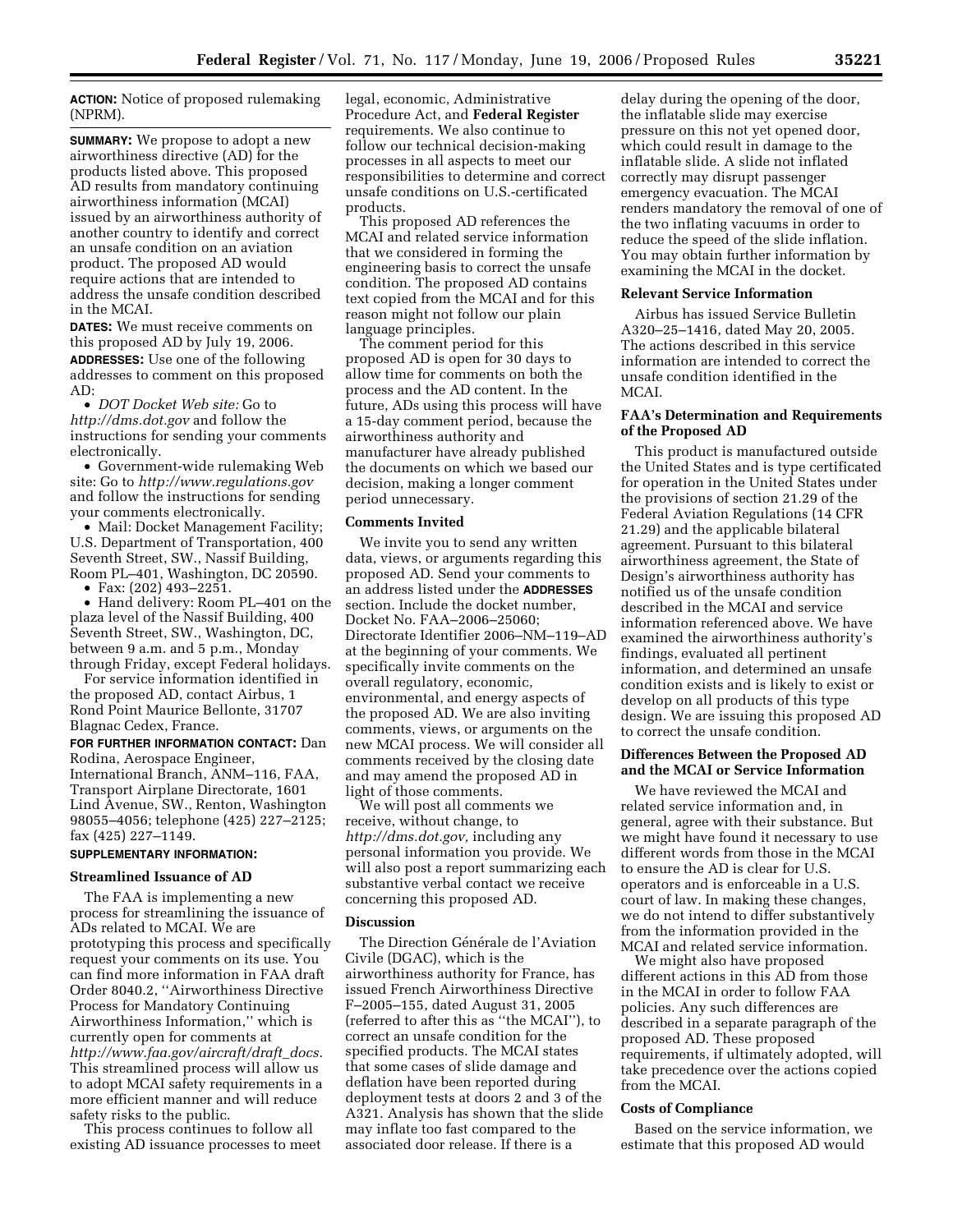**ACTION:** Notice of proposed rulemaking (NPRM).

**SUMMARY:** We propose to adopt a new airworthiness directive (AD) for the products listed above. This proposed AD results from mandatory continuing airworthiness information (MCAI) issued by an airworthiness authority of another country to identify and correct an unsafe condition on an aviation product. The proposed AD would require actions that are intended to address the unsafe condition described in the MCAI.

**DATES:** We must receive comments on this proposed AD by July 19, 2006.

**ADDRESSES:** Use one of the following addresses to comment on this proposed AD:

- *DOT Docket Web site:* Go to *http://dms.dot.gov* and follow the instructions for sending your comments electronically.
- Government-wide rulemaking Web site: Go to *http://www.regulations.gov* and follow the instructions for sending your comments electronically.
- Mail: Docket Management Facility; U.S. Department of Transportation, 400 Seventh Street, SW., Nassif Building, Room PL–401, Washington, DC 20590.
- Fax: (202) 493–2251.
- Hand delivery: Room PL–401 on the plaza level of the Nassif Building, 400 Seventh Street, SW., Washington, DC, between 9 a.m. and 5 p.m., Monday through Friday, except Federal holidays.

For service information identified in the proposed AD, contact Airbus, 1 Rond Point Maurice Bellonte, 31707 Blagnac Cedex, France.

**FOR FURTHER INFORMATION CONTACT:** Dan Rodina, Aerospace Engineer, International Branch, ANM–116, FAA, Transport Airplane Directorate, 1601 Lind Avenue, SW., Renton, Washington 98055–4056; telephone (425) 227–2125; fax (425) 227–1149.

**SUPPLEMENTARY INFORMATION:**

## Streamlined Issuance of AD

The FAA is implementing a new process for streamlining the issuance of ADs related to MCAI. We are prototyping this process and specifically request your comments on its use. You can find more information in FAA draft Order 8040.2, ''Airworthiness Directive Process for Mandatory Continuing Airworthiness Information,'' which is currently open for comments at *http://www.faa.gov/aircraft/draft_docs.* This streamlined process will allow us to adopt MCAI safety requirements in a more efficient manner and will reduce safety risks to the public.

This process continues to follow all existing AD issuance processes to meet legal, economic, Administrative Procedure Act, and **Federal Register** requirements. We also continue to follow our technical decision-making processes in all aspects to meet our responsibilities to determine and correct unsafe conditions on U.S.-certificated products.

This proposed AD references the MCAI and related service information that we considered in forming the engineering basis to correct the unsafe condition. The proposed AD contains text copied from the MCAI and for this reason might not follow our plain language principles.

The comment period for this proposed AD is open for 30 days to allow time for comments on both the process and the AD content. In the future, ADs using this process will have a 15-day comment period, because the airworthiness authority and manufacturer have already published the documents on which we based our decision, making a longer comment period unnecessary.

## Comments Invited

We invite you to send any written data, views, or arguments regarding this proposed AD. Send your comments to an address listed under the **ADDRESSES** section. Include the docket number, Docket No. FAA–2006–25060; Directorate Identifier 2006–NM–119–AD at the beginning of your comments. We specifically invite comments on the overall regulatory, economic, environmental, and energy aspects of the proposed AD. We are also inviting comments, views, or arguments on the new MCAI process. We will consider all comments received by the closing date and may amend the proposed AD in light of those comments.

We will post all comments we receive, without change, to *http://dms.dot.gov,* including any personal information you provide. We will also post a report summarizing each substantive verbal contact we receive concerning this proposed AD.

## Discussion

The Direction Générale de l'Aviation Civile (DGAC), which is the airworthiness authority for France, has issued French Airworthiness Directive F–2005–155, dated August 31, 2005 (referred to after this as ''the MCAI''), to correct an unsafe condition for the specified products. The MCAI states that some cases of slide damage and deflation have been reported during deployment tests at doors 2 and 3 of the A321. Analysis has shown that the slide may inflate too fast compared to the associated door release. If there is a delay during the opening of the door, the inflatable slide may exercise pressure on this not yet opened door, which could result in damage to the inflatable slide. A slide not inflated correctly may disrupt passenger emergency evacuation. The MCAI renders mandatory the removal of one of the two inflating vacuums in order to reduce the speed of the slide inflation. You may obtain further information by examining the MCAI in the docket.

## Relevant Service Information

Airbus has issued Service Bulletin A320–25–1416, dated May 20, 2005. The actions described in this service information are intended to correct the unsafe condition identified in the MCAI.

## FAA's Determination and Requirements of the Proposed AD

This product is manufactured outside the United States and is type certificated for operation in the United States under the provisions of section 21.29 of the Federal Aviation Regulations (14 CFR 21.29) and the applicable bilateral agreement. Pursuant to this bilateral airworthiness agreement, the State of Design's airworthiness authority has notified us of the unsafe condition described in the MCAI and service information referenced above. We have examined the airworthiness authority's findings, evaluated all pertinent information, and determined an unsafe condition exists and is likely to exist or develop on all products of this type design. We are issuing this proposed AD to correct the unsafe condition.

## Differences Between the Proposed AD and the MCAI or Service Information

We have reviewed the MCAI and related service information and, in general, agree with their substance. But we might have found it necessary to use different words from those in the MCAI to ensure the AD is clear for U.S. operators and is enforceable in a U.S. court of law. In making these changes, we do not intend to differ substantively from the information provided in the MCAI and related service information.

We might also have proposed different actions in this AD from those in the MCAI in order to follow FAA policies. Any such differences are described in a separate paragraph of the proposed AD. These proposed requirements, if ultimately adopted, will take precedence over the actions copied from the MCAI.

## Costs of Compliance

Based on the service information, we estimate that this proposed AD would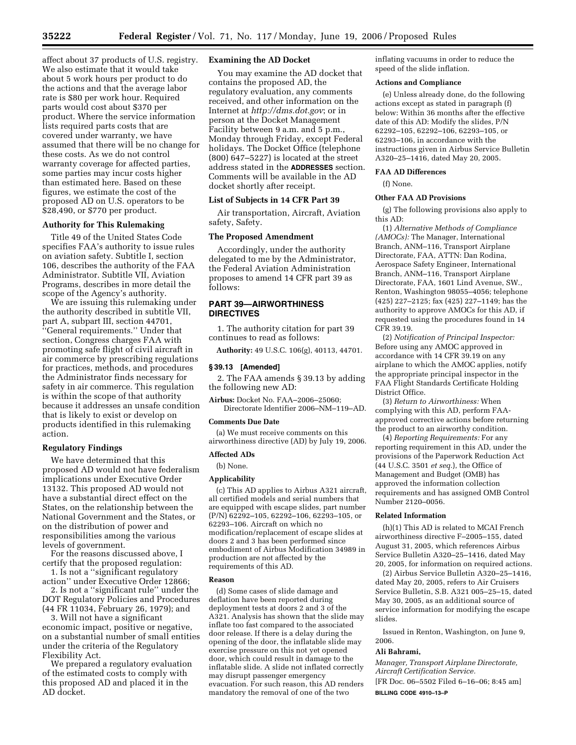affect about 37 products of U.S. registry. We also estimate that it would take about 5 work hours per product to do the actions and that the average labor rate is $80 per work hour. Required parts would cost about $370 per product. Where the service information lists required parts costs that are covered under warranty, we have assumed that there will be no change for these costs. As we do not control warranty coverage for affected parties, some parties may incur costs higher than estimated here. Based on these figures, we estimate the cost of the proposed AD on U.S. operators to be $28,490, or $770 per product.

### Authority for This Rulemaking

Title 49 of the United States Code specifies FAA's authority to issue rules on aviation safety. Subtitle I, section 106, describes the authority of the FAA Administrator. Subtitle VII, Aviation Programs, describes in more detail the scope of the Agency's authority.

We are issuing this rulemaking under the authority described in subtitle VII, part A, subpart III, section 44701, ''General requirements.'' Under that section, Congress charges FAA with promoting safe flight of civil aircraft in air commerce by prescribing regulations for practices, methods, and procedures the Administrator finds necessary for safety in air commerce. This regulation is within the scope of that authority because it addresses an unsafe condition that is likely to exist or develop on products identified in this rulemaking action.

### Regulatory Findings

We have determined that this proposed AD would not have federalism implications under Executive Order 13132. This proposed AD would not have a substantial direct effect on the States, on the relationship between the National Government and the States, or on the distribution of power and responsibilities among the various levels of government.

For the reasons discussed above, I certify that the proposed regulation:

1. Is not a ''significant regulatory action'' under Executive Order 12866;
2. Is not a ''significant rule'' under the DOT Regulatory Policies and Procedures (44 FR 11034, February 26, 1979); and
3. Will not have a significant economic impact, positive or negative, on a substantial number of small entities under the criteria of the Regulatory Flexibility Act.

We prepared a regulatory evaluation of the estimated costs to comply with this proposed AD and placed it in the AD docket.

### Examining the AD Docket

You may examine the AD docket that contains the proposed AD, the regulatory evaluation, any comments received, and other information on the Internet at *http://dms.dot.gov*; or in person at the Docket Management Facility between 9 a.m. and 5 p.m., Monday through Friday, except Federal holidays. The Docket Office (telephone (800) 647–5227) is located at the street address stated in the **ADDRESSES** section. Comments will be available in the AD docket shortly after receipt.

### List of Subjects in 14 CFR Part 39

Air transportation, Aircraft, Aviation safety, Safety.

### The Proposed Amendment

Accordingly, under the authority delegated to me by the Administrator, the Federal Aviation Administration proposes to amend 14 CFR part 39 as follows:

## PART 39—AIRWORTHINESS DIRECTIVES

1. The authority citation for part 39 continues to read as follows:

**Authority:** 49 U.S.C. 106(g), 40113, 44701.

### § 39.13 [Amended]

2. The FAA amends § 39.13 by adding the following new AD:

**Airbus:** Docket No. FAA–2006–25060; Directorate Identifier 2006–NM–119–AD.

#### Comments Due Date

(a) We must receive comments on this airworthiness directive (AD) by July 19, 2006.

#### Affected ADs

(b) None.

#### Applicability

(c) This AD applies to Airbus A321 aircraft, all certified models and serial numbers that are equipped with escape slides, part number (P/N) 62292–105, 62292–106, 62293–105, or 62293–106. Aircraft on which no modification/replacement of escape slides at doors 2 and 3 has been performed since embodiment of Airbus Modification 34989 in production are not affected by the requirements of this AD.

#### Reason

(d) Some cases of slide damage and deflation have been reported during deployment tests at doors 2 and 3 of the A321. Analysis has shown that the slide may inflate too fast compared to the associated door release. If there is a delay during the opening of the door, the inflatable slide may exercise pressure on this not yet opened door, which could result in damage to the inflatable slide. A slide not inflated correctly may disrupt passenger emergency evacuation. For such reason, this AD renders mandatory the removal of one of the two inflating vacuums in order to reduce the speed of the slide inflation.

#### Actions and Compliance

(e) Unless already done, do the following actions except as stated in paragraph (f) below: Within 36 months after the effective date of this AD: Modify the slides, P/N 62292–105, 62292–106, 62293–105, or 62293–106, in accordance with the instructions given in Airbus Service Bulletin A320–25–1416, dated May 20, 2005.

#### FAA AD Differences

(f) None.

#### Other FAA AD Provisions

(g) The following provisions also apply to this AD:

(1) *Alternative Methods of Compliance (AMOCs):* The Manager, International Branch, ANM–116, Transport Airplane Directorate, FAA, ATTN: Dan Rodina, Aerospace Safety Engineer, International Branch, ANM–116, Transport Airplane Directorate, FAA, 1601 Lind Avenue, SW., Renton, Washington 98055–4056; telephone (425) 227–2125; fax (425) 227–1149; has the authority to approve AMOCs for this AD, if requested using the procedures found in 14 CFR 39.19.

(2) *Notification of Principal Inspector:* Before using any AMOC approved in accordance with 14 CFR 39.19 on any airplane to which the AMOC applies, notify the appropriate principal inspector in the FAA Flight Standards Certificate Holding District Office.

(3) *Return to Airworthiness:* When complying with this AD, perform FAA-approved corrective actions before returning the product to an airworthy condition.

(4) *Reporting Requirements:* For any reporting requirement in this AD, under the provisions of the Paperwork Reduction Act (44 U.S.C. 3501 *et seq.*), the Office of Management and Budget (OMB) has approved the information collection requirements and has assigned OMB Control Number 2120–0056.

#### Related Information

(h)(1) This AD is related to MCAI French airworthiness directive F–2005–155, dated August 31, 2005, which references Airbus Service Bulletin A320–25–1416, dated May 20, 2005, for information on required actions.

(2) Airbus Service Bulletin A320–25–1416, dated May 20, 2005, refers to Air Cruisers Service Bulletin, S.B. A321 005–25–15, dated May 30, 2005, as an additional source of service information for modifying the escape slides.

Issued in Renton, Washington, on June 9, 2006.

**Ali Bahrami,**

*Manager, Transport Airplane Directorate, Aircraft Certification Service.*

[FR Doc. 06–5502 Filed 6–16–06; 8:45 am]

**BILLING CODE 4910–13–P**